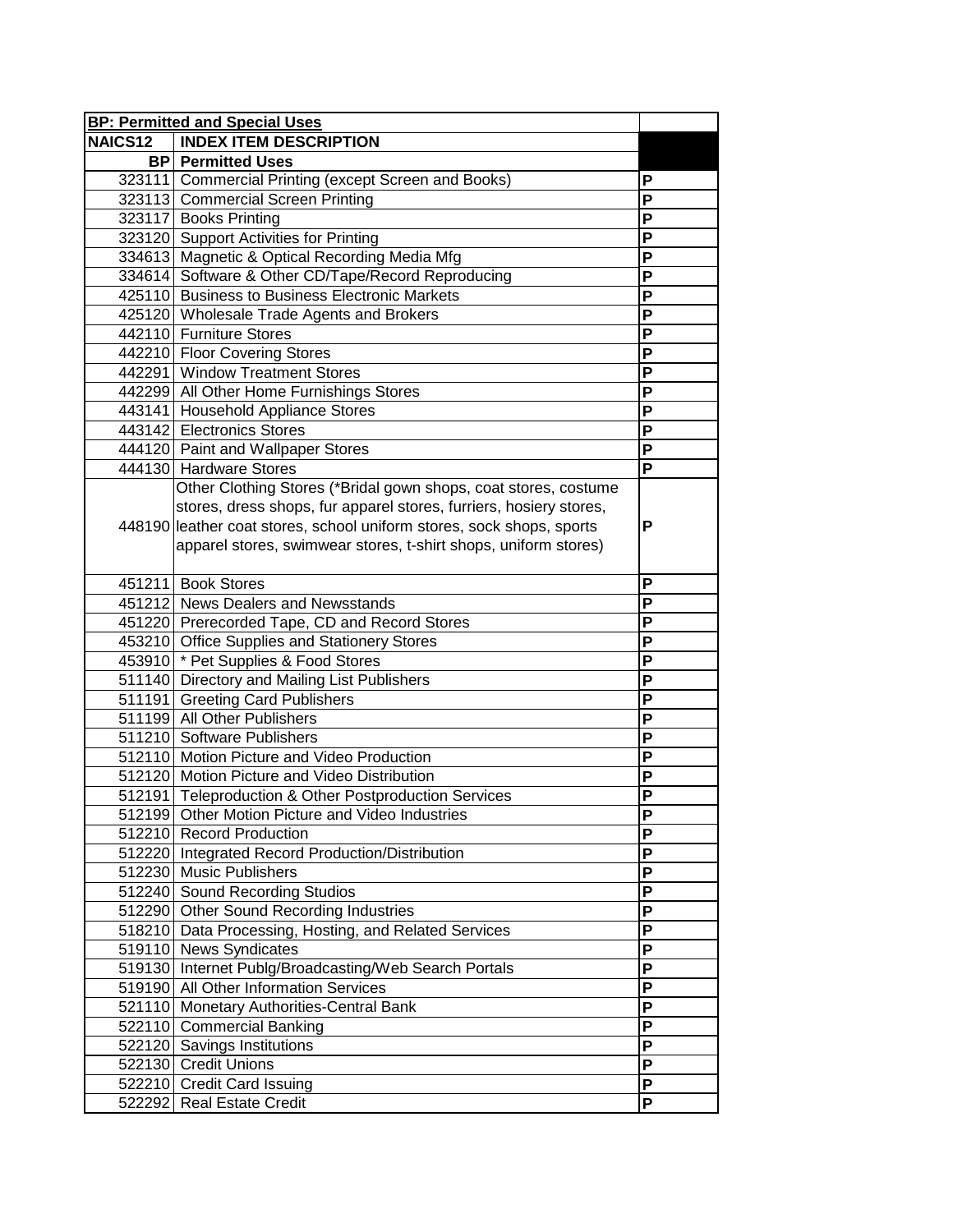| BP: Permitted and Special Uses | | |
|---|---|---|
| NAICS12 | INDEX ITEM DESCRIPTION | |
| BP | Permitted Uses | |
| 323111 | Commercial Printing (except Screen and Books) | P |
| 323113 | Commercial Screen Printing | P |
| 323117 | Books Printing | P |
| 323120 | Support Activities for Printing | P |
| 334613 | Magnetic & Optical Recording Media Mfg | P |
| 334614 | Software & Other CD/Tape/Record Reproducing | P |
| 425110 | Business to Business Electronic Markets | P |
| 425120 | Wholesale Trade Agents and Brokers | P |
| 442110 | Furniture Stores | P |
| 442210 | Floor Covering Stores | P |
| 442291 | Window Treatment Stores | P |
| 442299 | All Other Home Furnishings Stores | P |
| 443141 | Household Appliance Stores | P |
| 443142 | Electronics Stores | P |
| 444120 | Paint and Wallpaper Stores | P |
| 444130 | Hardware Stores | P |
| 448190 | Other Clothing Stores (*Bridal gown shops, coat stores, costume stores, dress shops, fur apparel stores, furriers, hosiery stores, leather coat stores, school uniform stores, sock shops, sports apparel stores, swimwear stores, t-shirt shops, uniform stores) | P |
| 451211 | Book Stores | P |
| 451212 | News Dealers and Newsstands | P |
| 451220 | Prerecorded Tape, CD and Record Stores | P |
| 453210 | Office Supplies and Stationery Stores | P |
| 453910 | * Pet Supplies & Food Stores | P |
| 511140 | Directory and Mailing List Publishers | P |
| 511191 | Greeting Card Publishers | P |
| 511199 | All Other Publishers | P |
| 511210 | Software Publishers | P |
| 512110 | Motion Picture and Video Production | P |
| 512120 | Motion Picture and Video Distribution | P |
| 512191 | Teleproduction & Other Postproduction Services | P |
| 512199 | Other Motion Picture and Video Industries | P |
| 512210 | Record Production | P |
| 512220 | Integrated Record Production/Distribution | P |
| 512230 | Music Publishers | P |
| 512240 | Sound Recording Studios | P |
| 512290 | Other Sound Recording Industries | P |
| 518210 | Data Processing, Hosting, and Related Services | P |
| 519110 | News Syndicates | P |
| 519130 | Internet Publg/Broadcasting/Web Search Portals | P |
| 519190 | All Other Information Services | P |
| 521110 | Monetary Authorities-Central Bank | P |
| 522110 | Commercial Banking | P |
| 522120 | Savings Institutions | P |
| 522130 | Credit Unions | P |
| 522210 | Credit Card Issuing | P |
| 522292 | Real Estate Credit | P |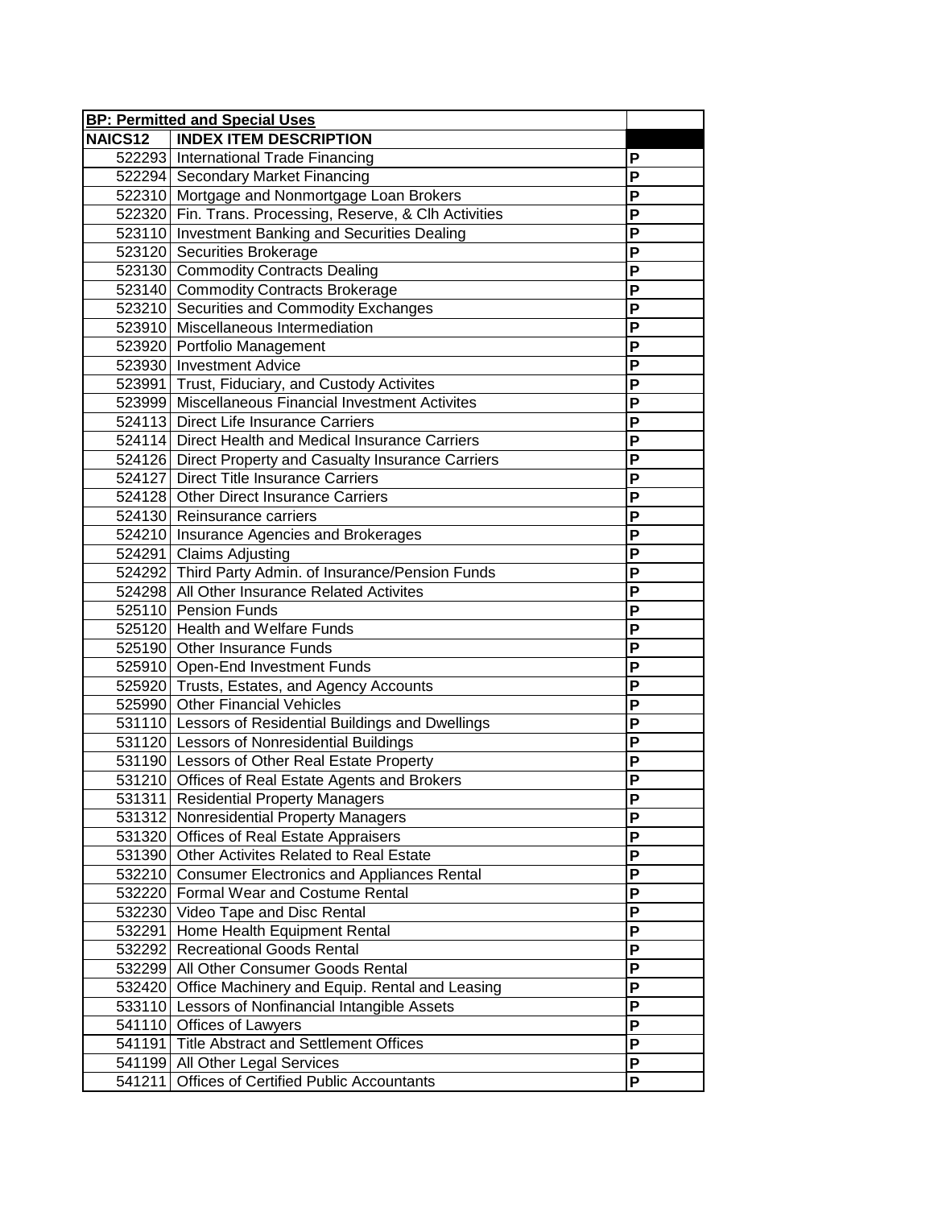| BP: Permitted and Special Uses | | |
|---|---|---|
| **NAICS12** | **INDEX ITEM DESCRIPTION** | |
| 522293 | International Trade Financing | P |
| 522294 | Secondary Market Financing | P |
| 522310 | Mortgage and Nonmortgage Loan Brokers | P |
| 522320 | Fin. Trans. Processing, Reserve, & Clh Activities | P |
| 523110 | Investment Banking and Securities Dealing | P |
| 523120 | Securities Brokerage | P |
| 523130 | Commodity Contracts Dealing | P |
| 523140 | Commodity Contracts Brokerage | P |
| 523210 | Securities and Commodity Exchanges | P |
| 523910 | Miscellaneous Intermediation | P |
| 523920 | Portfolio Management | P |
| 523930 | Investment Advice | P |
| 523991 | Trust, Fiduciary, and Custody Activites | P |
| 523999 | Miscellaneous Financial Investment Activites | P |
| 524113 | Direct Life Insurance Carriers | P |
| 524114 | Direct Health and Medical Insurance Carriers | P |
| 524126 | Direct Property and Casualty Insurance Carriers | P |
| 524127 | Direct Title Insurance Carriers | P |
| 524128 | Other Direct Insurance Carriers | P |
| 524130 | Reinsurance carriers | P |
| 524210 | Insurance Agencies and Brokerages | P |
| 524291 | Claims Adjusting | P |
| 524292 | Third Party Admin. of Insurance/Pension Funds | P |
| 524298 | All Other Insurance Related Activites | P |
| 525110 | Pension Funds | P |
| 525120 | Health and Welfare Funds | P |
| 525190 | Other Insurance Funds | P |
| 525910 | Open-End Investment Funds | P |
| 525920 | Trusts, Estates, and Agency Accounts | P |
| 525990 | Other Financial Vehicles | P |
| 531110 | Lessors of Residential Buildings and Dwellings | P |
| 531120 | Lessors of Nonresidential Buildings | P |
| 531190 | Lessors of Other Real Estate Property | P |
| 531210 | Offices of Real Estate Agents and Brokers | P |
| 531311 | Residential Property Managers | P |
| 531312 | Nonresidential Property Managers | P |
| 531320 | Offices of Real Estate Appraisers | P |
| 531390 | Other Activites Related to Real Estate | P |
| 532210 | Consumer Electronics and Appliances Rental | P |
| 532220 | Formal Wear and Costume Rental | P |
| 532230 | Video Tape and Disc Rental | P |
| 532291 | Home Health Equipment Rental | P |
| 532292 | Recreational Goods Rental | P |
| 532299 | All Other Consumer Goods Rental | P |
| 532420 | Office Machinery and Equip. Rental and Leasing | P |
| 533110 | Lessors of Nonfinancial Intangible Assets | P |
| 541110 | Offices of Lawyers | P |
| 541191 | Title Abstract and Settlement Offices | P |
| 541199 | All Other Legal Services | P |
| 541211 | Offices of Certified Public Accountants | P |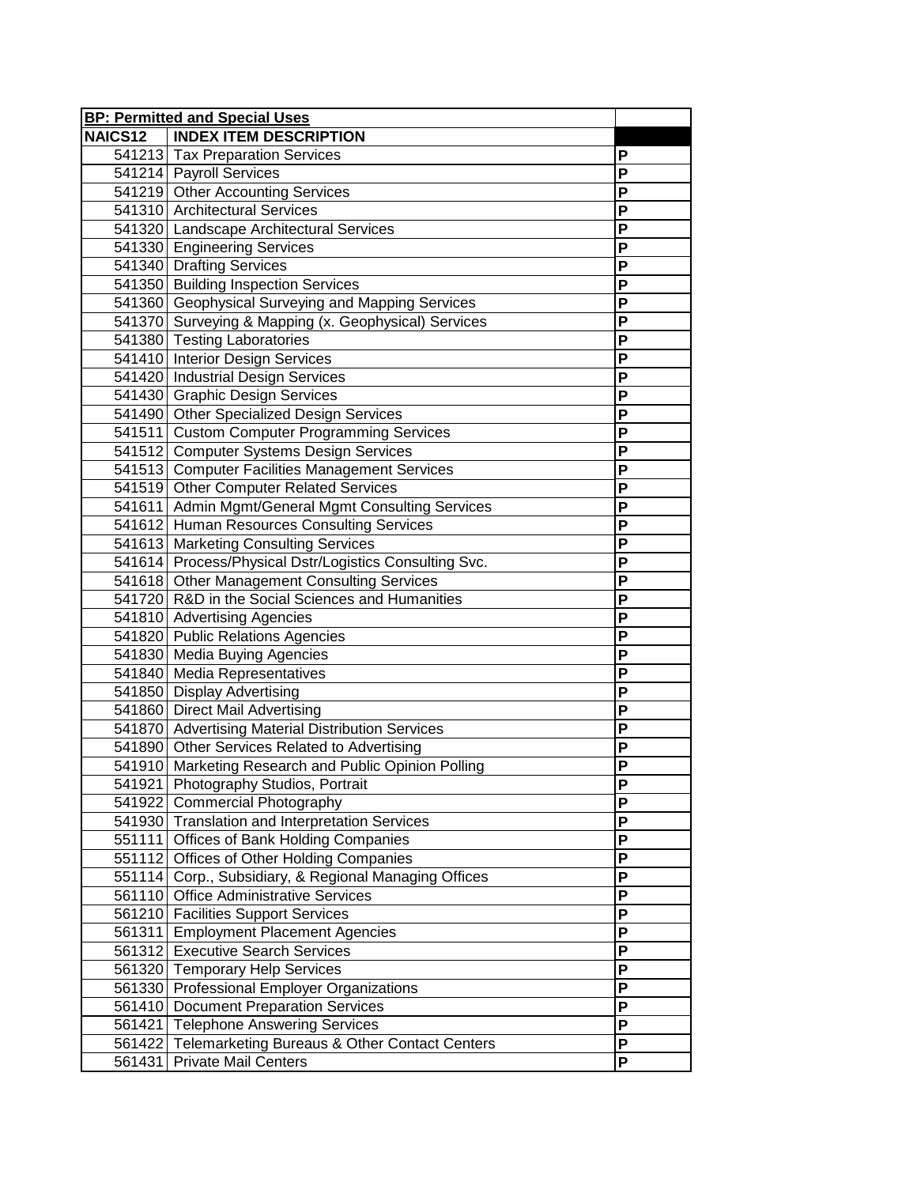| BP: Permitted and Special Uses | | |
|---|---|---|
| **NAICS12** | **INDEX ITEM DESCRIPTION** | |
| 541213 | Tax Preparation Services | P |
| 541214 | Payroll Services | P |
| 541219 | Other Accounting Services | P |
| 541310 | Architectural Services | P |
| 541320 | Landscape Architectural Services | P |
| 541330 | Engineering Services | P |
| 541340 | Drafting Services | P |
| 541350 | Building Inspection Services | P |
| 541360 | Geophysical Surveying and Mapping Services | P |
| 541370 | Surveying & Mapping (x. Geophysical) Services | P |
| 541380 | Testing Laboratories | P |
| 541410 | Interior Design Services | P |
| 541420 | Industrial Design Services | P |
| 541430 | Graphic Design Services | P |
| 541490 | Other Specialized Design Services | P |
| 541511 | Custom Computer Programming Services | P |
| 541512 | Computer Systems Design Services | P |
| 541513 | Computer Facilities Management Services | P |
| 541519 | Other Computer Related Services | P |
| 541611 | Admin Mgmt/General Mgmt Consulting Services | P |
| 541612 | Human Resources Consulting Services | P |
| 541613 | Marketing Consulting Services | P |
| 541614 | Process/Physical Dstr/Logistics Consulting Svc. | P |
| 541618 | Other Management Consulting Services | P |
| 541720 | R&D in the Social Sciences and Humanities | P |
| 541810 | Advertising Agencies | P |
| 541820 | Public Relations Agencies | P |
| 541830 | Media Buying Agencies | P |
| 541840 | Media Representatives | P |
| 541850 | Display Advertising | P |
| 541860 | Direct Mail Advertising | P |
| 541870 | Advertising Material Distribution Services | P |
| 541890 | Other Services Related to Advertising | P |
| 541910 | Marketing Research and Public Opinion Polling | P |
| 541921 | Photography Studios, Portrait | P |
| 541922 | Commercial Photography | P |
| 541930 | Translation and Interpretation Services | P |
| 551111 | Offices of Bank Holding Companies | P |
| 551112 | Offices of Other Holding Companies | P |
| 551114 | Corp., Subsidiary, & Regional Managing Offices | P |
| 561110 | Office Administrative Services | P |
| 561210 | Facilities Support Services | P |
| 561311 | Employment Placement Agencies | P |
| 561312 | Executive Search Services | P |
| 561320 | Temporary Help Services | P |
| 561330 | Professional Employer Organizations | P |
| 561410 | Document Preparation Services | P |
| 561421 | Telephone Answering Services | P |
| 561422 | Telemarketing Bureaus & Other Contact Centers | P |
| 561431 | Private Mail Centers | P |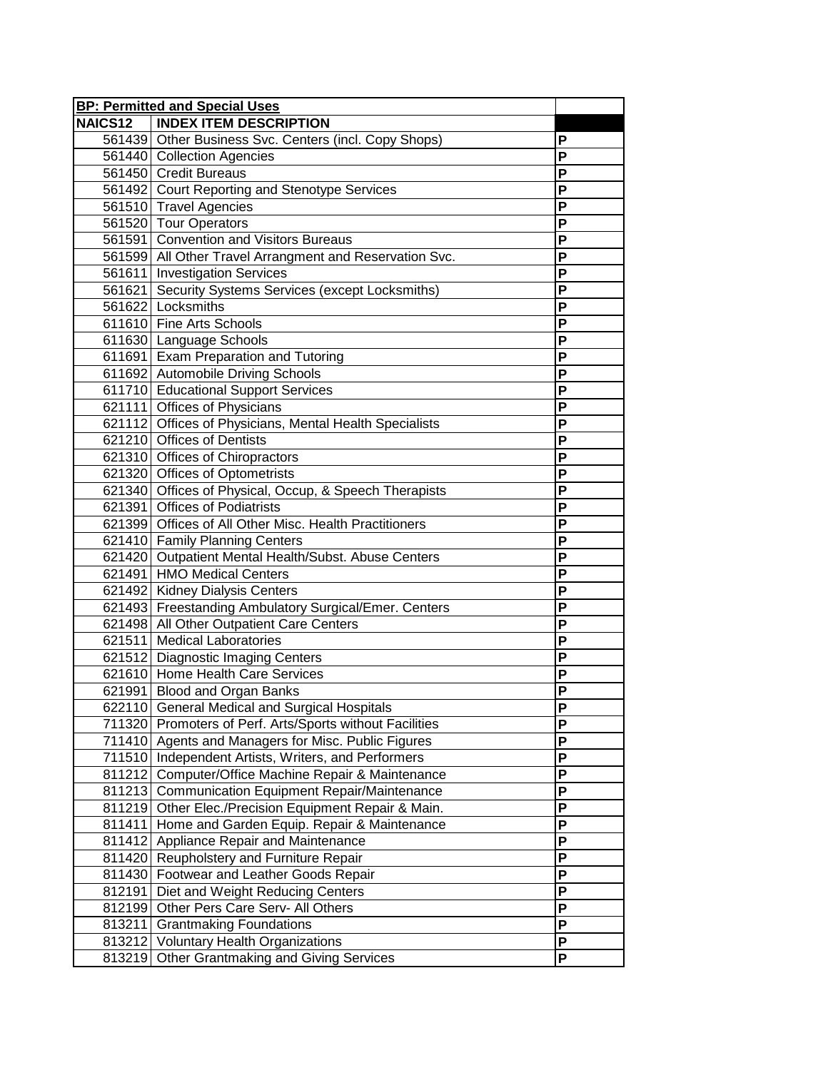| **BP: Permitted and Special Uses** | | |
|---|---|---|
| **NAICS12** | **INDEX ITEM DESCRIPTION** | |
| 561439 | Other Business Svc. Centers (incl. Copy Shops) | P |
| 561440 | Collection Agencies | P |
| 561450 | Credit Bureaus | P |
| 561492 | Court Reporting and Stenotype Services | P |
| 561510 | Travel Agencies | P |
| 561520 | Tour Operators | P |
| 561591 | Convention and Visitors Bureaus | P |
| 561599 | All Other Travel Arrangment and Reservation Svc. | P |
| 561611 | Investigation Services | P |
| 561621 | Security Systems Services (except Locksmiths) | P |
| 561622 | Locksmiths | P |
| 611610 | Fine Arts Schools | P |
| 611630 | Language Schools | P |
| 611691 | Exam Preparation and Tutoring | P |
| 611692 | Automobile Driving Schools | P |
| 611710 | Educational Support Services | P |
| 621111 | Offices of Physicians | P |
| 621112 | Offices of Physicians, Mental Health Specialists | P |
| 621210 | Offices of Dentists | P |
| 621310 | Offices of Chiropractors | P |
| 621320 | Offices of Optometrists | P |
| 621340 | Offices of Physical, Occup, & Speech Therapists | P |
| 621391 | Offices of Podiatrists | P |
| 621399 | Offices of All Other Misc. Health Practitioners | P |
| 621410 | Family Planning Centers | P |
| 621420 | Outpatient Mental Health/Subst. Abuse Centers | P |
| 621491 | HMO Medical Centers | P |
| 621492 | Kidney Dialysis Centers | P |
| 621493 | Freestanding Ambulatory Surgical/Emer. Centers | P |
| 621498 | All Other Outpatient Care Centers | P |
| 621511 | Medical Laboratories | P |
| 621512 | Diagnostic Imaging Centers | P |
| 621610 | Home Health Care Services | P |
| 621991 | Blood and Organ Banks | P |
| 622110 | General Medical and Surgical Hospitals | P |
| 711320 | Promoters of Perf. Arts/Sports without Facilities | P |
| 711410 | Agents and Managers for Misc. Public Figures | P |
| 711510 | Independent Artists, Writers, and Performers | P |
| 811212 | Computer/Office Machine Repair & Maintenance | P |
| 811213 | Communication Equipment Repair/Maintenance | P |
| 811219 | Other Elec./Precision Equipment Repair & Main. | P |
| 811411 | Home and Garden Equip. Repair & Maintenance | P |
| 811412 | Appliance Repair and Maintenance | P |
| 811420 | Reupholstery and Furniture Repair | P |
| 811430 | Footwear and Leather Goods Repair | P |
| 812191 | Diet and Weight Reducing Centers | P |
| 812199 | Other Pers Care Serv- All Others | P |
| 813211 | Grantmaking Foundations | P |
| 813212 | Voluntary Health Organizations | P |
| 813219 | Other Grantmaking and Giving Services | P |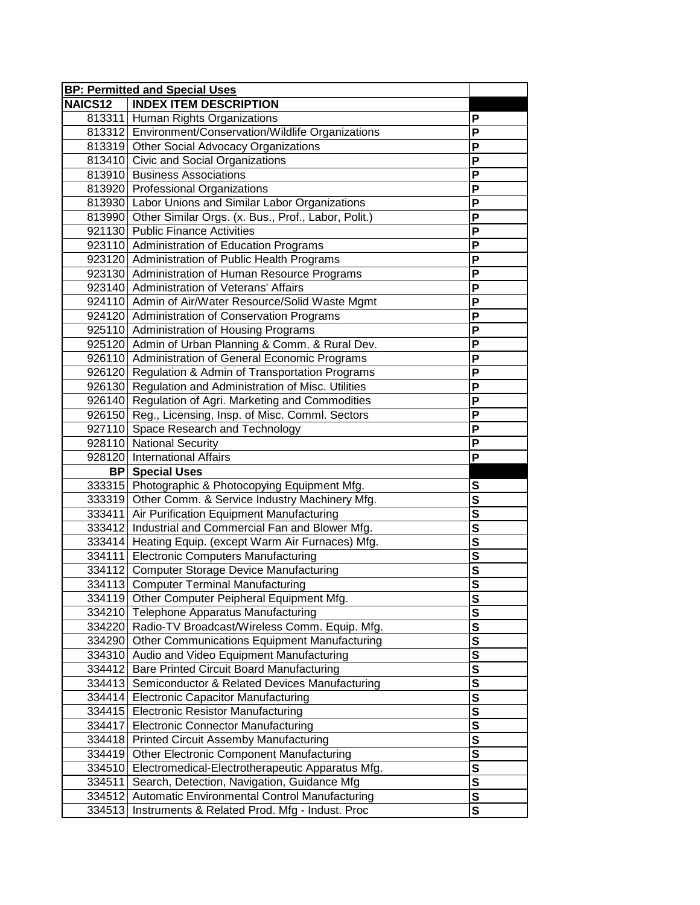| BP: Permitted and Special Uses | | |
|---|---|---|
| NAICS12 | INDEX ITEM DESCRIPTION | |
| 813311 | Human Rights Organizations | P |
| 813312 | Environment/Conservation/Wildlife Organizations | P |
| 813319 | Other Social Advocacy Organizations | P |
| 813410 | Civic and Social Organizations | P |
| 813910 | Business Associations | P |
| 813920 | Professional Organizations | P |
| 813930 | Labor Unions and Similar Labor Organizations | P |
| 813990 | Other Similar Orgs. (x. Bus., Prof., Labor, Polit.) | P |
| 921130 | Public Finance Activities | P |
| 923110 | Administration of Education Programs | P |
| 923120 | Administration of Public Health Programs | P |
| 923130 | Administration of Human Resource Programs | P |
| 923140 | Administration of Veterans' Affairs | P |
| 924110 | Admin of Air/Water Resource/Solid Waste Mgmt | P |
| 924120 | Administration of Conservation Programs | P |
| 925110 | Administration of Housing Programs | P |
| 925120 | Admin of Urban Planning & Comm. & Rural Dev. | P |
| 926110 | Administration of General Economic Programs | P |
| 926120 | Regulation & Admin of Transportation Programs | P |
| 926130 | Regulation and Administration of Misc. Utilities | P |
| 926140 | Regulation of Agri. Marketing and Commodities | P |
| 926150 | Reg., Licensing, Insp. of Misc. Comml. Sectors | P |
| 927110 | Space Research and Technology | P |
| 928110 | National Security | P |
| 928120 | International Affairs | P |
| BP | Special Uses | |
| 333315 | Photographic & Photocopying Equipment Mfg. | S |
| 333319 | Other Comm. & Service Industry Machinery Mfg. | S |
| 333411 | Air Purification Equipment Manufacturing | S |
| 333412 | Industrial and Commercial Fan and Blower Mfg. | S |
| 333414 | Heating Equip. (except Warm Air Furnaces) Mfg. | S |
| 334111 | Electronic Computers Manufacturing | S |
| 334112 | Computer Storage Device Manufacturing | S |
| 334113 | Computer Terminal Manufacturing | S |
| 334119 | Other Computer Peipheral Equipment Mfg. | S |
| 334210 | Telephone Apparatus Manufacturing | S |
| 334220 | Radio-TV Broadcast/Wireless Comm. Equip. Mfg. | S |
| 334290 | Other Communications Equipment Manufacturing | S |
| 334310 | Audio and Video Equipment Manufacturing | S |
| 334412 | Bare Printed Circuit Board Manufacturing | S |
| 334413 | Semiconductor & Related Devices Manufacturing | S |
| 334414 | Electronic Capacitor Manufacturing | S |
| 334415 | Electronic Resistor Manufacturing | S |
| 334417 | Electronic Connector Manufacturing | S |
| 334418 | Printed Circuit Assemby Manufacturing | S |
| 334419 | Other Electronic Component Manufacturing | S |
| 334510 | Electromedical-Electrotherapeutic Apparatus Mfg. | S |
| 334511 | Search, Detection, Navigation, Guidance Mfg | S |
| 334512 | Automatic Environmental Control Manufacturing | S |
| 334513 | Instruments & Related Prod. Mfg - Indust. Proc | S |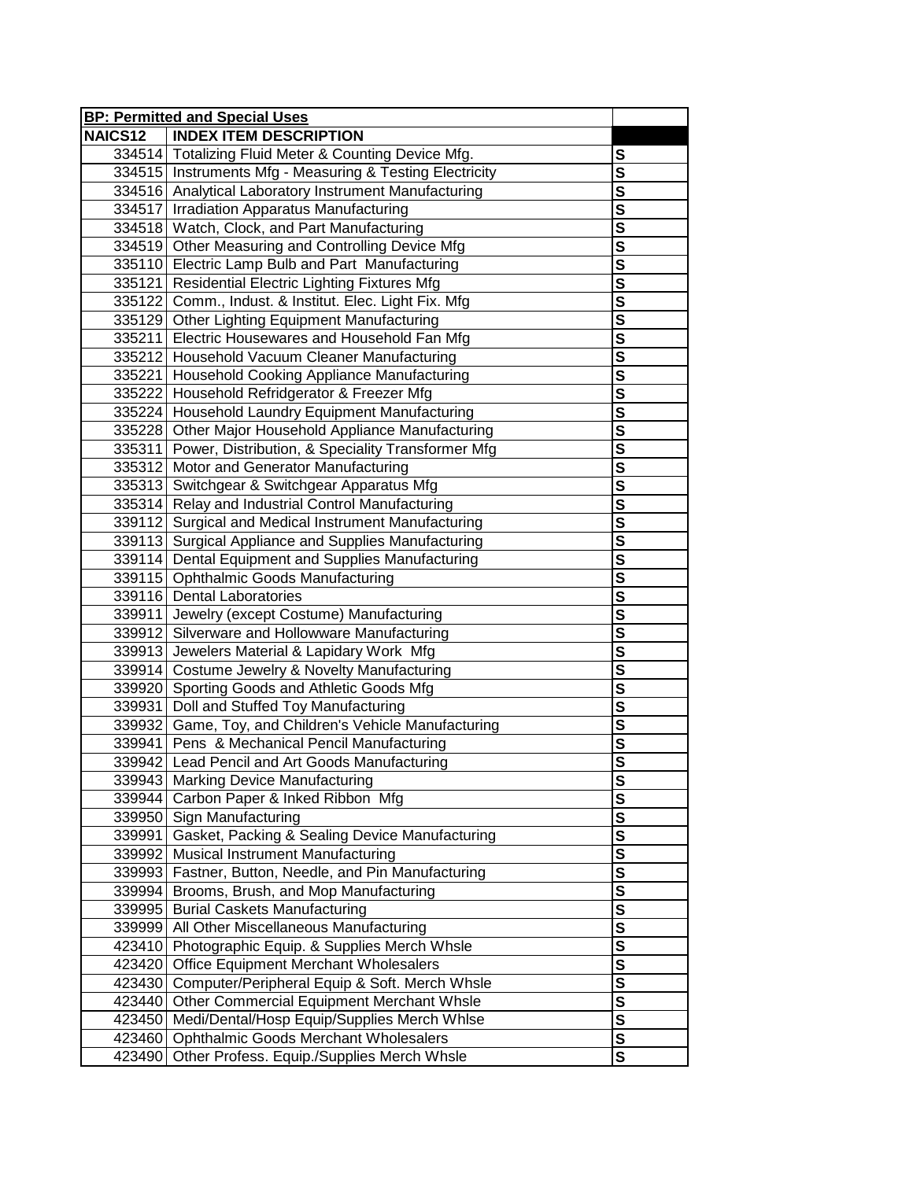| **BP: Permitted and Special Uses** | | |
|---|---|---|
| **NAICS12** | **INDEX ITEM DESCRIPTION** | |
| 334514 | Totalizing Fluid Meter & Counting Device Mfg. | **S** |
| 334515 | Instruments Mfg - Measuring & Testing Electricity | **S** |
| 334516 | Analytical Laboratory Instrument Manufacturing | **S** |
| 334517 | Irradiation Apparatus Manufacturing | **S** |
| 334518 | Watch, Clock, and Part Manufacturing | **S** |
| 334519 | Other Measuring and Controlling Device Mfg | **S** |
| 335110 | Electric Lamp Bulb and Part Manufacturing | **S** |
| 335121 | Residential Electric Lighting Fixtures Mfg | **S** |
| 335122 | Comm., Indust. & Institut. Elec. Light Fix. Mfg | **S** |
| 335129 | Other Lighting Equipment Manufacturing | **S** |
| 335211 | Electric Housewares and Household Fan Mfg | **S** |
| 335212 | Household Vacuum Cleaner Manufacturing | **S** |
| 335221 | Household Cooking Appliance Manufacturing | **S** |
| 335222 | Household Refridgerator & Freezer Mfg | **S** |
| 335224 | Household Laundry Equipment Manufacturing | **S** |
| 335228 | Other Major Household Appliance Manufacturing | **S** |
| 335311 | Power, Distribution, & Speciality Transformer Mfg | **S** |
| 335312 | Motor and Generator Manufacturing | **S** |
| 335313 | Switchgear & Switchgear Apparatus Mfg | **S** |
| 335314 | Relay and Industrial Control Manufacturing | **S** |
| 339112 | Surgical and Medical Instrument Manufacturing | **S** |
| 339113 | Surgical Appliance and Supplies Manufacturing | **S** |
| 339114 | Dental Equipment and Supplies Manufacturing | **S** |
| 339115 | Ophthalmic Goods Manufacturing | **S** |
| 339116 | Dental Laboratories | **S** |
| 339911 | Jewelry (except Costume) Manufacturing | **S** |
| 339912 | Silverware and Hollowware Manufacturing | **S** |
| 339913 | Jewelers Material & Lapidary Work Mfg | **S** |
| 339914 | Costume Jewelry & Novelty Manufacturing | **S** |
| 339920 | Sporting Goods and Athletic Goods Mfg | **S** |
| 339931 | Doll and Stuffed Toy Manufacturing | **S** |
| 339932 | Game, Toy, and Children's Vehicle Manufacturing | **S** |
| 339941 | Pens & Mechanical Pencil Manufacturing | **S** |
| 339942 | Lead Pencil and Art Goods Manufacturing | **S** |
| 339943 | Marking Device Manufacturing | **S** |
| 339944 | Carbon Paper & Inked Ribbon Mfg | **S** |
| 339950 | Sign Manufacturing | **S** |
| 339991 | Gasket, Packing & Sealing Device Manufacturing | **S** |
| 339992 | Musical Instrument Manufacturing | **S** |
| 339993 | Fastner, Button, Needle, and Pin Manufacturing | **S** |
| 339994 | Brooms, Brush, and Mop Manufacturing | **S** |
| 339995 | Burial Caskets Manufacturing | **S** |
| 339999 | All Other Miscellaneous Manufacturing | **S** |
| 423410 | Photographic Equip. & Supplies Merch Whsle | **S** |
| 423420 | Office Equipment Merchant Wholesalers | **S** |
| 423430 | Computer/Peripheral Equip & Soft. Merch Whsle | **S** |
| 423440 | Other Commercial Equipment Merchant Whsle | **S** |
| 423450 | Medi/Dental/Hosp Equip/Supplies Merch Whlse | **S** |
| 423460 | Ophthalmic Goods Merchant Wholesalers | **S** |
| 423490 | Other Profess. Equip./Supplies Merch Whsle | **S** |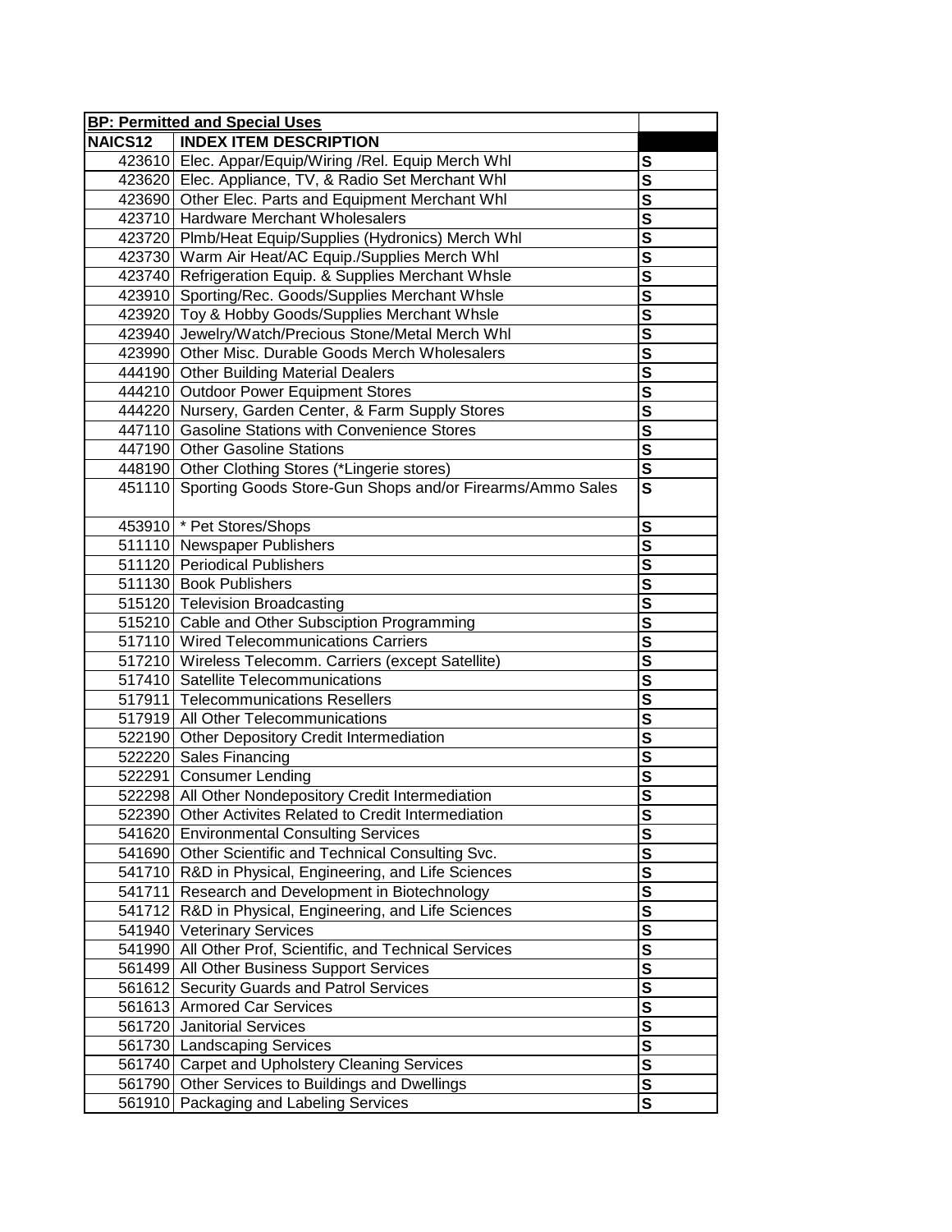| **BP: Permitted and Special Uses** | | |
|---|---|---|
| **NAICS12** | **INDEX ITEM DESCRIPTION** | |
| 423610 | Elec. Appar/Equip/Wiring /Rel. Equip Merch Whl | S |
| 423620 | Elec. Appliance, TV, & Radio Set Merchant Whl | S |
| 423690 | Other Elec. Parts and Equipment Merchant Whl | S |
| 423710 | Hardware Merchant Wholesalers | S |
| 423720 | Plmb/Heat Equip/Supplies (Hydronics) Merch Whl | S |
| 423730 | Warm Air Heat/AC Equip./Supplies Merch Whl | S |
| 423740 | Refrigeration Equip. & Supplies Merchant Whsle | S |
| 423910 | Sporting/Rec. Goods/Supplies Merchant Whsle | S |
| 423920 | Toy & Hobby Goods/Supplies Merchant Whsle | S |
| 423940 | Jewelry/Watch/Precious Stone/Metal Merch Whl | S |
| 423990 | Other Misc. Durable Goods Merch Wholesalers | S |
| 444190 | Other Building Material Dealers | S |
| 444210 | Outdoor Power Equipment Stores | S |
| 444220 | Nursery, Garden Center, & Farm Supply Stores | S |
| 447110 | Gasoline Stations with Convenience Stores | S |
| 447190 | Other Gasoline Stations | S |
| 448190 | Other Clothing Stores (*Lingerie stores) | S |
| 451110 | Sporting Goods Store-Gun Shops and/or Firearms/Ammo Sales | S |
| 453910 | * Pet Stores/Shops | S |
| 511110 | Newspaper Publishers | S |
| 511120 | Periodical Publishers | S |
| 511130 | Book Publishers | S |
| 515120 | Television Broadcasting | S |
| 515210 | Cable and Other Subsciption Programming | S |
| 517110 | Wired Telecommunications Carriers | S |
| 517210 | Wireless Telecomm. Carriers (except Satellite) | S |
| 517410 | Satellite Telecommunications | S |
| 517911 | Telecommunications Resellers | S |
| 517919 | All Other Telecommunications | S |
| 522190 | Other Depository Credit Intermediation | S |
| 522220 | Sales Financing | S |
| 522291 | Consumer Lending | S |
| 522298 | All Other Nondepository Credit Intermediation | S |
| 522390 | Other Activites Related to Credit Intermediation | S |
| 541620 | Environmental Consulting Services | S |
| 541690 | Other Scientific and Technical Consulting Svc. | S |
| 541710 | R&D in Physical, Engineering, and Life Sciences | S |
| 541711 | Research and Development in Biotechnology | S |
| 541712 | R&D in Physical, Engineering, and Life Sciences | S |
| 541940 | Veterinary Services | S |
| 541990 | All Other Prof, Scientific, and Technical Services | S |
| 561499 | All Other Business Support Services | S |
| 561612 | Security Guards and Patrol Services | S |
| 561613 | Armored Car Services | S |
| 561720 | Janitorial Services | S |
| 561730 | Landscaping Services | S |
| 561740 | Carpet and Upholstery Cleaning Services | S |
| 561790 | Other Services to Buildings and Dwellings | S |
| 561910 | Packaging and Labeling Services | S |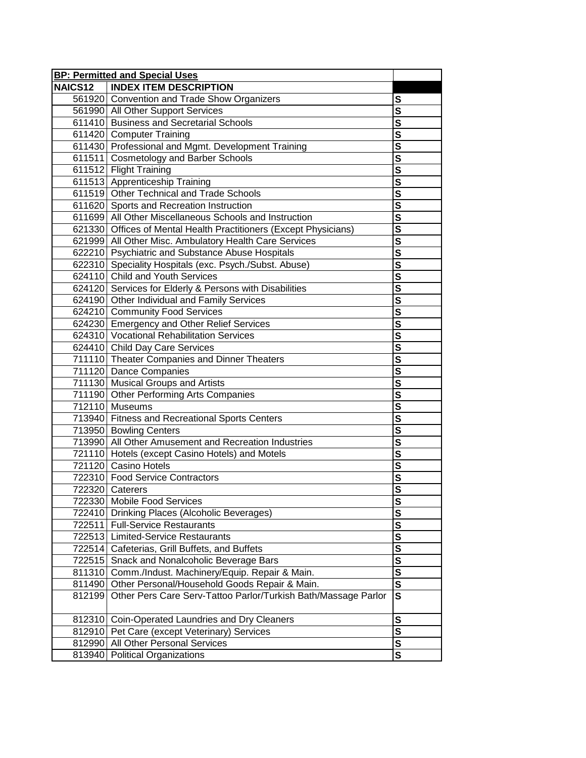| BP: Permitted and Special Uses | | |
|---|---|---|
| **NAICS12** | **INDEX ITEM DESCRIPTION** | |
| 561920 | Convention and Trade Show Organizers | S |
| 561990 | All Other Support Services | S |
| 611410 | Business and Secretarial Schools | S |
| 611420 | Computer Training | S |
| 611430 | Professional and Mgmt. Development Training | S |
| 611511 | Cosmetology and Barber Schools | S |
| 611512 | Flight Training | S |
| 611513 | Apprenticeship Training | S |
| 611519 | Other Technical and Trade Schools | S |
| 611620 | Sports and Recreation Instruction | S |
| 611699 | All Other Miscellaneous Schools and Instruction | S |
| 621330 | Offices of Mental Health Practitioners (Except Physicians) | S |
| 621999 | All Other Misc. Ambulatory Health Care Services | S |
| 622210 | Psychiatric and Substance Abuse Hospitals | S |
| 622310 | Speciality Hospitals (exc. Psych./Subst. Abuse) | S |
| 624110 | Child and Youth Services | S |
| 624120 | Services for Elderly & Persons with Disabilities | S |
| 624190 | Other Individual and Family Services | S |
| 624210 | Community Food Services | S |
| 624230 | Emergency and Other Relief Services | S |
| 624310 | Vocational Rehabilitation Services | S |
| 624410 | Child Day Care Services | S |
| 711110 | Theater Companies and Dinner Theaters | S |
| 711120 | Dance Companies | S |
| 711130 | Musical Groups and Artists | S |
| 711190 | Other Performing Arts Companies | S |
| 712110 | Museums | S |
| 713940 | Fitness and Recreational Sports Centers | S |
| 713950 | Bowling Centers | S |
| 713990 | All Other Amusement and Recreation Industries | S |
| 721110 | Hotels (except Casino Hotels) and Motels | S |
| 721120 | Casino Hotels | S |
| 722310 | Food Service Contractors | S |
| 722320 | Caterers | S |
| 722330 | Mobile Food Services | S |
| 722410 | Drinking Places (Alcoholic Beverages) | S |
| 722511 | Full-Service Restaurants | S |
| 722513 | Limited-Service Restaurants | S |
| 722514 | Cafeterias, Grill Buffets, and Buffets | S |
| 722515 | Snack and Nonalcoholic Beverage Bars | S |
| 811310 | Comm./Indust. Machinery/Equip. Repair & Main. | S |
| 811490 | Other Personal/Household Goods Repair & Main. | S |
| 812199 | Other Pers Care Serv-Tattoo Parlor/Turkish Bath/Massage Parlor | S |
| 812310 | Coin-Operated Laundries and Dry Cleaners | S |
| 812910 | Pet Care (except Veterinary) Services | S |
| 812990 | All Other Personal Services | S |
| 813940 | Political Organizations | S |